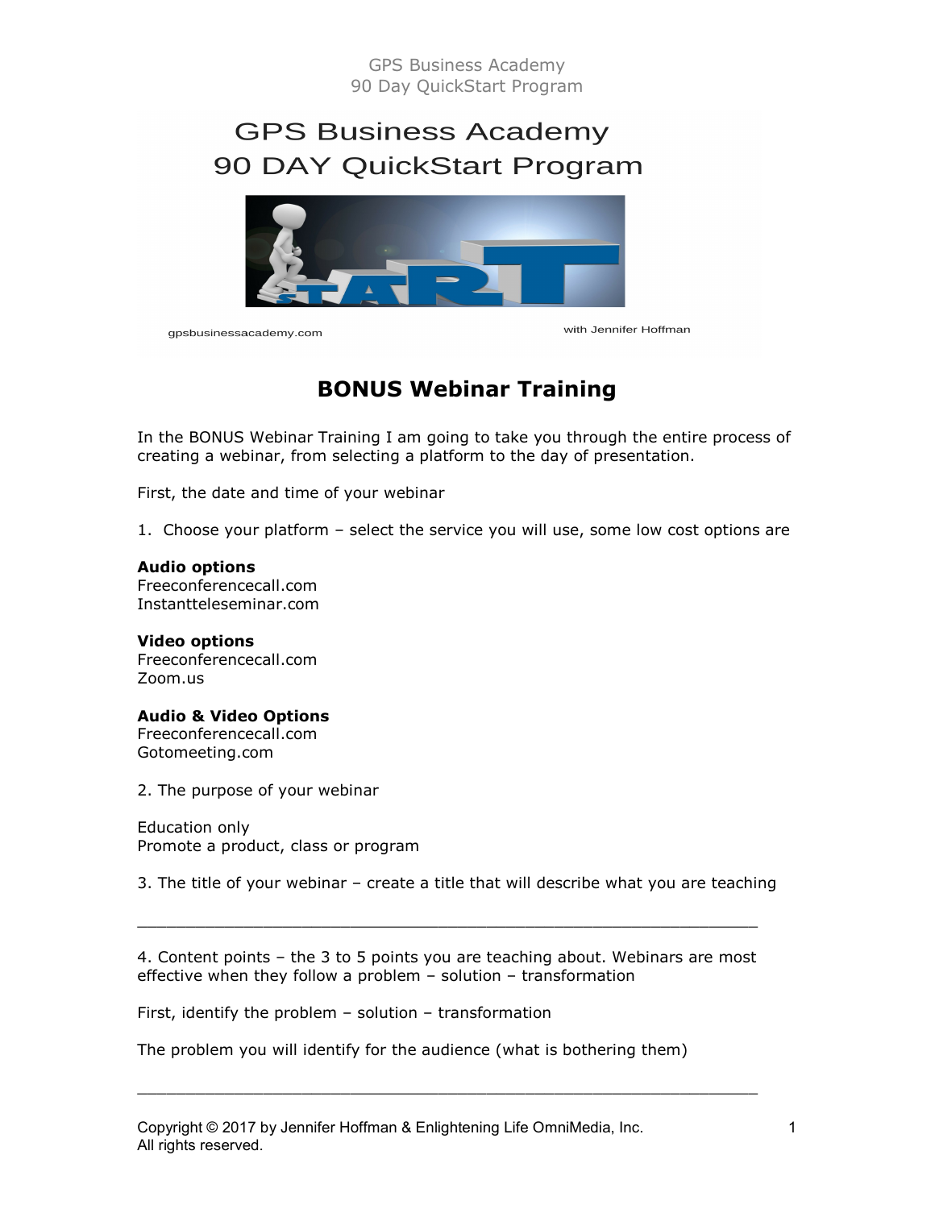# BONUS Webinar Training

In the BONUS Webinar Training I am going to take you through the entire process of creating a webinar, from selecting a platform to the day of presentation.

First, the date and time of your webinar

1. Choose your platform – select the service you will use, some low cost options are

**Audio options**
Freeconferencecall.com
Instantteleseminar.com

**Video options**
Freeconferencecall.com
Zoom.us

**Audio & Video Options**
Freeconferencecall.com
Gotomeeting.com

2. The purpose of your webinar

Education only
Promote a product, class or program

3. The title of your webinar – create a title that will describe what you are teaching

_______________________________________________________________

4. Content points – the 3 to 5 points you are teaching about. Webinars are most effective when they follow a problem – solution – transformation

First, identify the problem – solution – transformation

The problem you will identify for the audience (what is bothering them)

_______________________________________________________________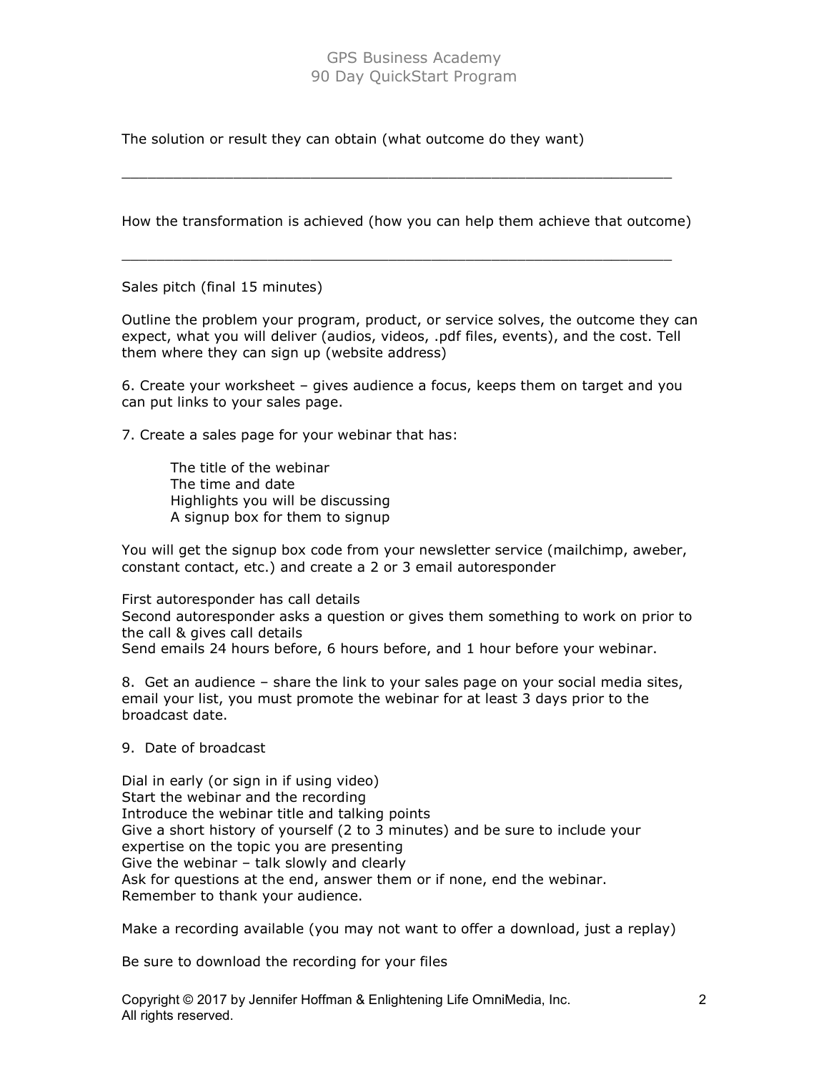The solution or result they can obtain (what outcome do they want)

_______________________________________________________________

How the transformation is achieved (how you can help them achieve that outcome)

_______________________________________________________________

Sales pitch (final 15 minutes)

Outline the problem your program, product, or service solves, the outcome they can expect, what you will deliver (audios, videos, .pdf files, events), and the cost. Tell them where they can sign up (website address)

6. Create your worksheet – gives audience a focus, keeps them on target and you can put links to your sales page.

7. Create a sales page for your webinar that has:

    The title of the webinar
    The time and date
    Highlights you will be discussing
    A signup box for them to signup

You will get the signup box code from your newsletter service (mailchimp, aweber, constant contact, etc.) and create a 2 or 3 email autoresponder

First autoresponder has call details
Second autoresponder asks a question or gives them something to work on prior to the call & gives call details
Send emails 24 hours before, 6 hours before, and 1 hour before your webinar.

8. Get an audience – share the link to your sales page on your social media sites, email your list, you must promote the webinar for at least 3 days prior to the broadcast date.

9. Date of broadcast

Dial in early (or sign in if using video)
Start the webinar and the recording
Introduce the webinar title and talking points
Give a short history of yourself (2 to 3 minutes) and be sure to include your expertise on the topic you are presenting
Give the webinar – talk slowly and clearly
Ask for questions at the end, answer them or if none, end the webinar.
Remember to thank your audience.

Make a recording available (you may not want to offer a download, just a replay)

Be sure to download the recording for your files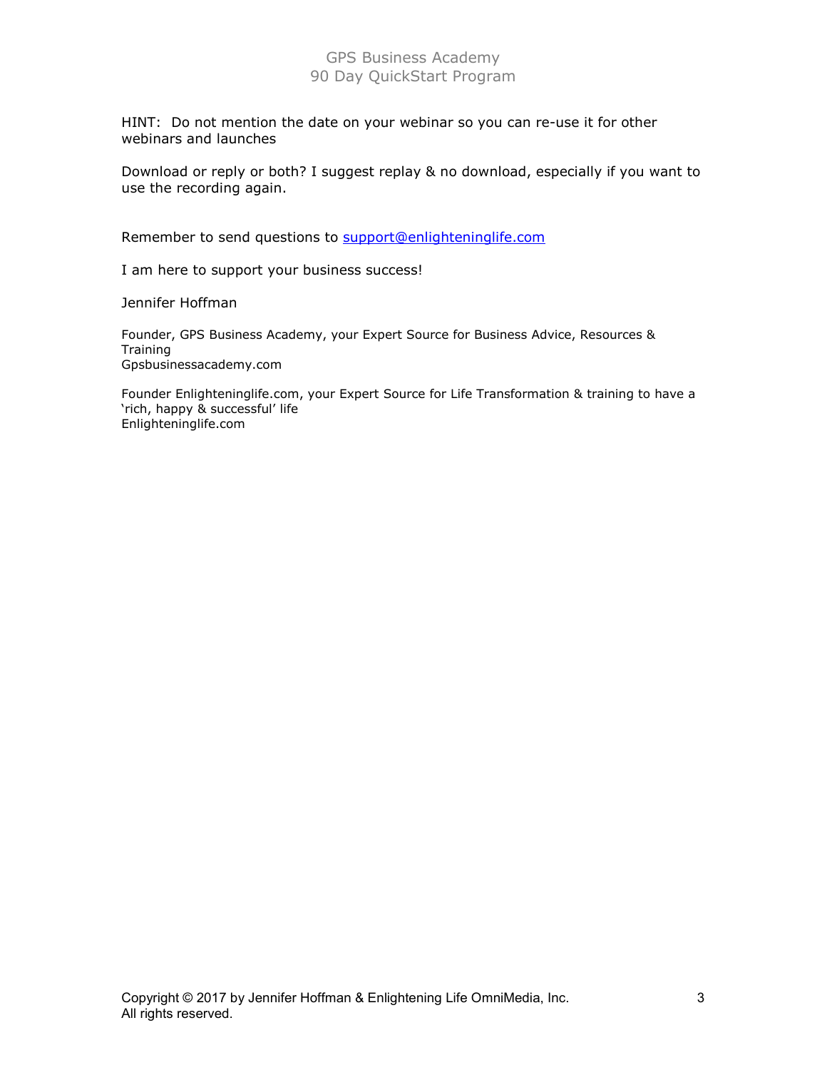HINT: Do not mention the date on your webinar so you can re-use it for other webinars and launches

Download or reply or both? I suggest replay & no download, especially if you want to use the recording again.

Remember to send questions to support@enlighteninglife.com

I am here to support your business success!

Jennifer Hoffman

Founder, GPS Business Academy, your Expert Source for Business Advice, Resources & Training
Gpsbusinessacademy.com

Founder Enlighteninglife.com, your Expert Source for Life Transformation & training to have a 'rich, happy & successful' life
Enlighteninglife.com

Copyright © 2017 by Jennifer Hoffman & Enlightening Life OmniMedia, Inc.
All rights reserved.